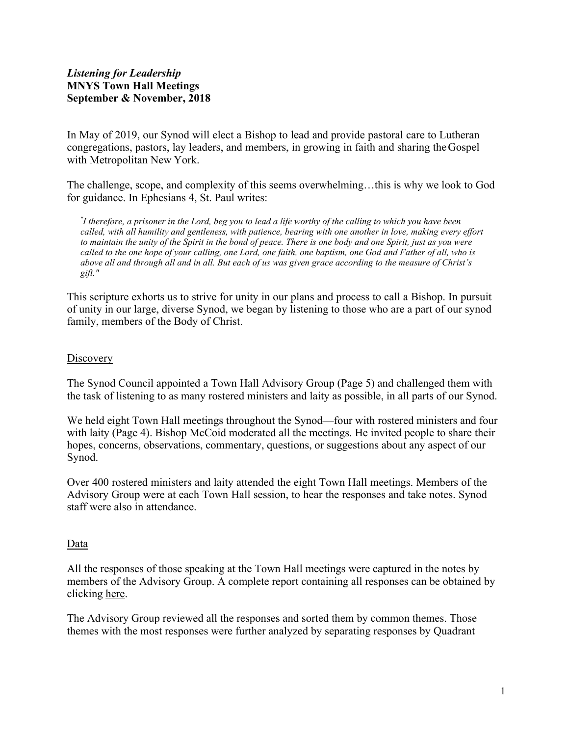***Listening for Leadership***
**MNYS Town Hall Meetings**
**September & November, 2018**

In May of 2019, our Synod will elect a Bishop to lead and provide pastoral care to Lutheran congregations, pastors, lay leaders, and members, in growing in faith and sharing the Gospel with Metropolitan New York.

The challenge, scope, and complexity of this seems overwhelming…this is why we look to God for guidance. In Ephesians 4, St. Paul writes:

> *"I therefore, a prisoner in the Lord, beg you to lead a life worthy of the calling to which you have been called, with all humility and gentleness, with patience, bearing with one another in love, making every effort to maintain the unity of the Spirit in the bond of peace. There is one body and one Spirit, just as you were called to the one hope of your calling, one Lord, one faith, one baptism, one God and Father of all, who is above all and through all and in all. But each of us was given grace according to the measure of Christ's gift."*

This scripture exhorts us to strive for unity in our plans and process to call a Bishop. In pursuit of unity in our large, diverse Synod, we began by listening to those who are a part of our synod family, members of the Body of Christ.

<u>Discovery</u>

The Synod Council appointed a Town Hall Advisory Group (Page 5) and challenged them with the task of listening to as many rostered ministers and laity as possible, in all parts of our Synod.

We held eight Town Hall meetings throughout the Synod—four with rostered ministers and four with laity (Page 4). Bishop McCoid moderated all the meetings. He invited people to share their hopes, concerns, observations, commentary, questions, or suggestions about any aspect of our Synod.

Over 400 rostered ministers and laity attended the eight Town Hall meetings. Members of the Advisory Group were at each Town Hall session, to hear the responses and take notes. Synod staff were also in attendance.

<u>Data</u>

All the responses of those speaking at the Town Hall meetings were captured in the notes by members of the Advisory Group. A complete report containing all responses can be obtained by clicking <u>here</u>.

The Advisory Group reviewed all the responses and sorted them by common themes. Those themes with the most responses were further analyzed by separating responses by Quadrant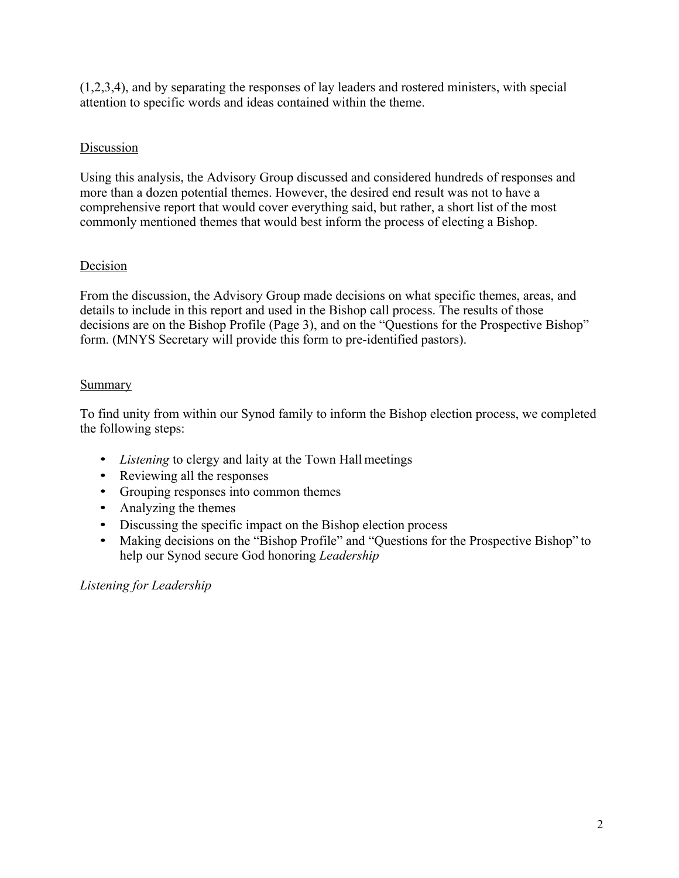(1,2,3,4), and by separating the responses of lay leaders and rostered ministers, with special attention to specific words and ideas contained within the theme.

## Discussion

Using this analysis, the Advisory Group discussed and considered hundreds of responses and more than a dozen potential themes. However, the desired end result was not to have a comprehensive report that would cover everything said, but rather, a short list of the most commonly mentioned themes that would best inform the process of electing a Bishop.

## Decision

From the discussion, the Advisory Group made decisions on what specific themes, areas, and details to include in this report and used in the Bishop call process. The results of those decisions are on the Bishop Profile (Page 3), and on the "Questions for the Prospective Bishop" form. (MNYS Secretary will provide this form to pre-identified pastors).

## Summary

To find unity from within our Synod family to inform the Bishop election process, we completed the following steps:

- *Listening* to clergy and laity at the Town Hall meetings
- Reviewing all the responses
- Grouping responses into common themes
- Analyzing the themes
- Discussing the specific impact on the Bishop election process
- Making decisions on the "Bishop Profile" and "Questions for the Prospective Bishop" to help our Synod secure God honoring *Leadership*

*Listening for Leadership*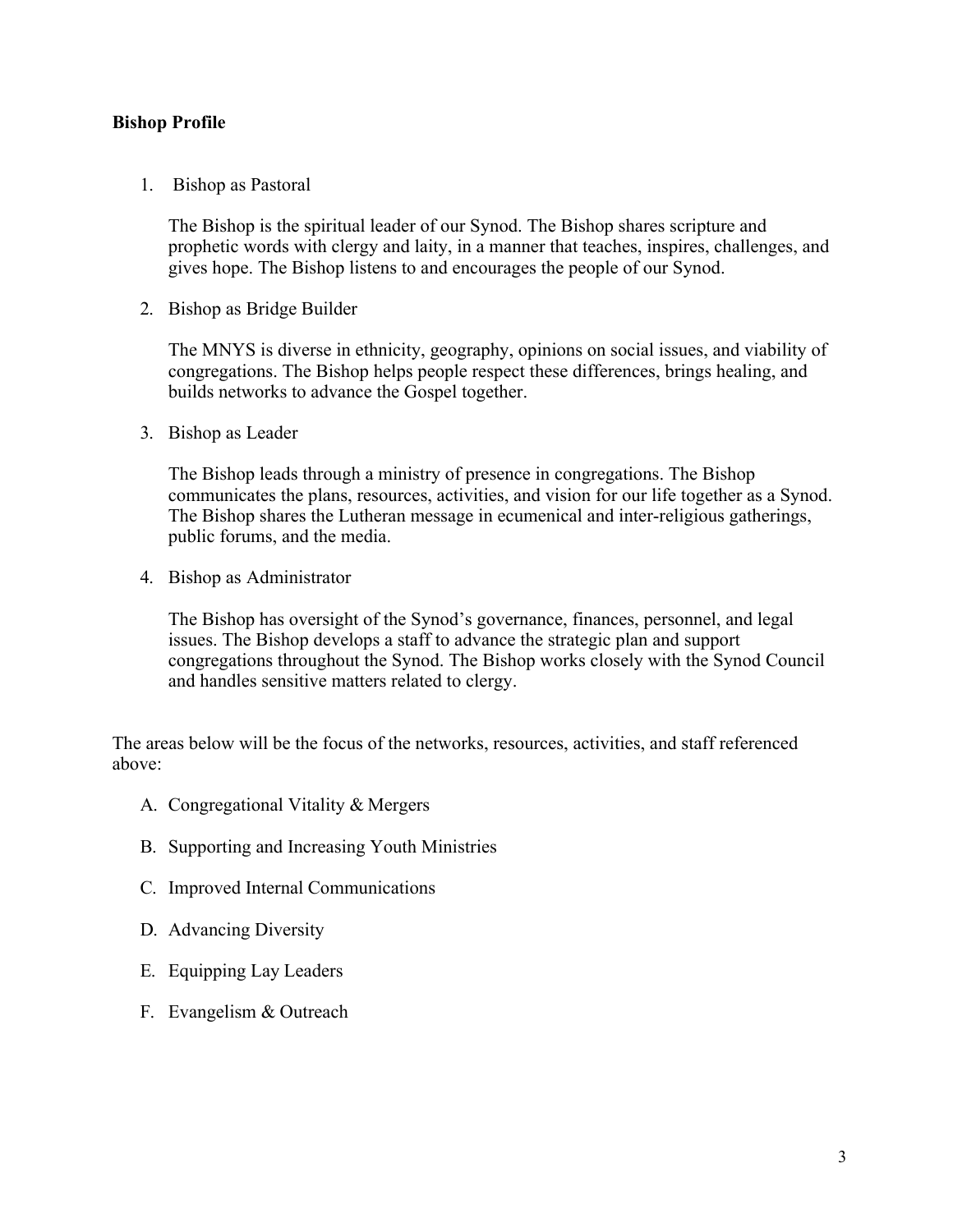**Bishop Profile**

1. Bishop as Pastoral

   The Bishop is the spiritual leader of our Synod. The Bishop shares scripture and prophetic words with clergy and laity, in a manner that teaches, inspires, challenges, and gives hope. The Bishop listens to and encourages the people of our Synod.

2. Bishop as Bridge Builder

   The MNYS is diverse in ethnicity, geography, opinions on social issues, and viability of congregations. The Bishop helps people respect these differences, brings healing, and builds networks to advance the Gospel together.

3. Bishop as Leader

   The Bishop leads through a ministry of presence in congregations. The Bishop communicates the plans, resources, activities, and vision for our life together as a Synod. The Bishop shares the Lutheran message in ecumenical and inter-religious gatherings, public forums, and the media.

4. Bishop as Administrator

   The Bishop has oversight of the Synod's governance, finances, personnel, and legal issues. The Bishop develops a staff to advance the strategic plan and support congregations throughout the Synod. The Bishop works closely with the Synod Council and handles sensitive matters related to clergy.

The areas below will be the focus of the networks, resources, activities, and staff referenced above:

A. Congregational Vitality & Mergers

B. Supporting and Increasing Youth Ministries

C. Improved Internal Communications

D. Advancing Diversity

E. Equipping Lay Leaders

F. Evangelism & Outreach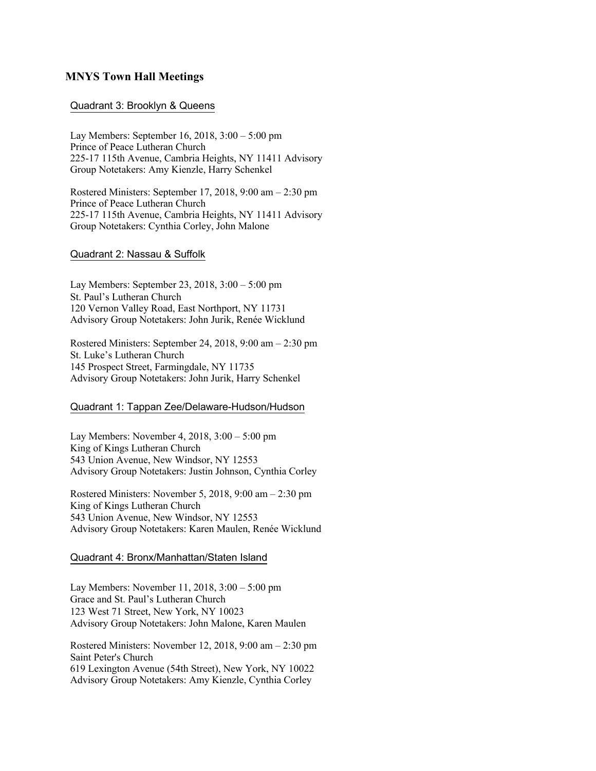## MNYS Town Hall Meetings

### Quadrant 3: Brooklyn & Queens

Lay Members: September 16, 2018, 3:00 – 5:00 pm
Prince of Peace Lutheran Church
225-17 115th Avenue, Cambria Heights, NY 11411 Advisory
Group Notetakers: Amy Kienzle, Harry Schenkel

Rostered Ministers: September 17, 2018, 9:00 am – 2:30 pm
Prince of Peace Lutheran Church
225-17 115th Avenue, Cambria Heights, NY 11411 Advisory
Group Notetakers: Cynthia Corley, John Malone

### Quadrant 2: Nassau & Suffolk

Lay Members: September 23, 2018, 3:00 – 5:00 pm
St. Paul's Lutheran Church
120 Vernon Valley Road, East Northport, NY 11731
Advisory Group Notetakers: John Jurik, Renée Wicklund

Rostered Ministers: September 24, 2018, 9:00 am – 2:30 pm
St. Luke's Lutheran Church
145 Prospect Street, Farmingdale, NY 11735
Advisory Group Notetakers: John Jurik, Harry Schenkel

### Quadrant 1: Tappan Zee/Delaware-Hudson/Hudson

Lay Members: November 4, 2018, 3:00 – 5:00 pm
King of Kings Lutheran Church
543 Union Avenue, New Windsor, NY 12553
Advisory Group Notetakers: Justin Johnson, Cynthia Corley

Rostered Ministers: November 5, 2018, 9:00 am – 2:30 pm
King of Kings Lutheran Church
543 Union Avenue, New Windsor, NY 12553
Advisory Group Notetakers: Karen Maulen, Renée Wicklund

### Quadrant 4: Bronx/Manhattan/Staten Island

Lay Members: November 11, 2018, 3:00 – 5:00 pm
Grace and St. Paul's Lutheran Church
123 West 71 Street, New York, NY 10023
Advisory Group Notetakers: John Malone, Karen Maulen

Rostered Ministers: November 12, 2018, 9:00 am – 2:30 pm
Saint Peter's Church
619 Lexington Avenue (54th Street), New York, NY 10022
Advisory Group Notetakers: Amy Kienzle, Cynthia Corley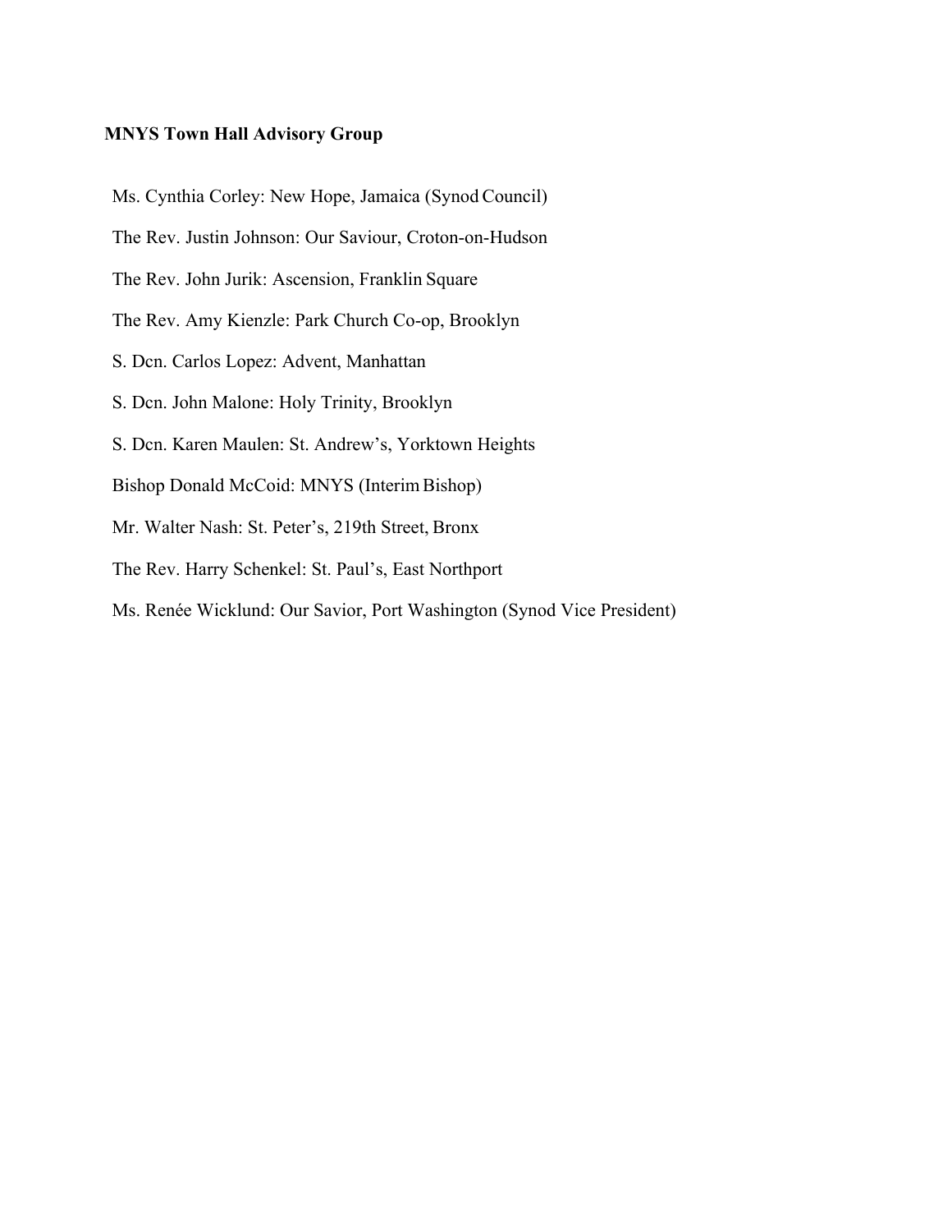**MNYS Town Hall Advisory Group**

Ms. Cynthia Corley: New Hope, Jamaica (Synod Council)

The Rev. Justin Johnson: Our Saviour, Croton-on-Hudson

The Rev. John Jurik: Ascension, Franklin Square

The Rev. Amy Kienzle: Park Church Co-op, Brooklyn

S. Dcn. Carlos Lopez: Advent, Manhattan

S. Dcn. John Malone: Holy Trinity, Brooklyn

S. Dcn. Karen Maulen: St. Andrew's, Yorktown Heights

Bishop Donald McCoid: MNYS (Interim Bishop)

Mr. Walter Nash: St. Peter's, 219th Street, Bronx

The Rev. Harry Schenkel: St. Paul's, East Northport

Ms. Renée Wicklund: Our Savior, Port Washington (Synod Vice President)